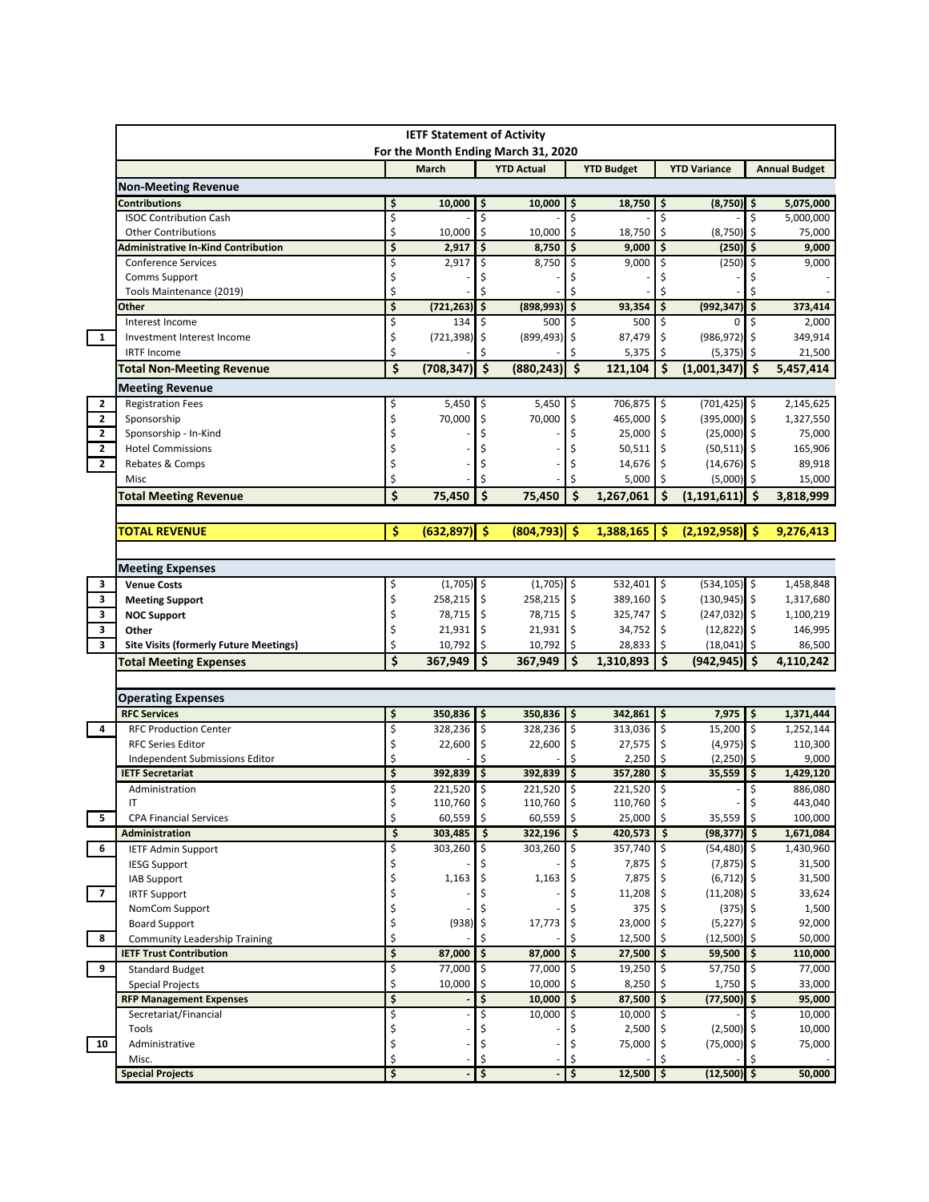# IETF Statement of Activity

## For the Month Ending March 31, 2020

| Note | | March | YTD Actual | YTD Budget | YTD Variance | Annual Budget |
|---|---|---|---|---|---|---|
| | **Non-Meeting Revenue** | | | | | |
| | **Contributions** | **$ 10,000** | **$ 10,000** | **$ 18,750** | **$ (8,750)** | **$ 5,075,000** |
| | ISOC Contribution Cash | $ - | $ - | $ - | $ - | $ 5,000,000 |
| | Other Contributions | $ 10,000 | $ 10,000 | $ 18,750 | $ (8,750) | $ 75,000 |
| | **Administrative In-Kind Contribution** | **$ 2,917** | **$ 8,750** | **$ 9,000** | **$ (250)** | **$ 9,000** |
| | Conference Services | $ 2,917 | $ 8,750 | $ 9,000 | $ (250) | $ 9,000 |
| | Comms Support | $ | $ - | $ - | $ - | $ |
| | Tools Maintenance (2019) | $ | $ - | $ - | $ - | $ - |
| | **Other** | **$ (721,263)** | **$ (898,993)** | **$ 93,354** | **$ (992,347)** | **$ 373,414** |
| | Interest Income | $ 134 | $ 500 | $ 500 | $ 0 | $ 2,000 |
| 1 | Investment Interest Income | $ (721,398) | $ (899,493) | $ 87,479 | $ (986,972) | $ 349,914 |
| | IRTF Income | $ | $ - | $ 5,375 | $ (5,375) | $ 21,500 |
| | **Total Non-Meeting Revenue** | **$ (708,347)** | **$ (880,243)** | **$ 121,104** | **$ (1,001,347)** | **$ 5,457,414** |
| | **Meeting Revenue** | | | | | |
| 2 | Registration Fees | $ 5,450 | $ 5,450 | $ 706,875 | $ (701,425) | $ 2,145,625 |
| 2 | Sponsorship | $ 70,000 | $ 70,000 | $ 465,000 | $ (395,000) | $ 1,327,550 |
| 2 | Sponsorship - In-Kind | $ - | $ - | $ 25,000 | $ (25,000) | $ 75,000 |
| 2 | Hotel Commissions | $ - | $ - | $ 50,511 | $ (50,511) | $ 165,906 |
| 2 | Rebates & Comps | $ - | $ - | $ 14,676 | $ (14,676) | $ 89,918 |
| | Misc | $ - | $ - | $ 5,000 | $ (5,000) | $ 15,000 |
| | **Total Meeting Revenue** | **$ 75,450** | **$ 75,450** | **$ 1,267,061** | **$ (1,191,611)** | **$ 3,818,999** |
| | | | | | | |
| | **TOTAL REVENUE** | **$ (632,897)** | **$ (804,793)** | **$ 1,388,165** | **$ (2,192,958)** | **$ 9,276,413** |
| | | | | | | |
| | **Meeting Expenses** | | | | | |
| 3 | **Venue Costs** | $ (1,705) | $ (1,705) | $ 532,401 | $ (534,105) | $ 1,458,848 |
| 3 | **Meeting Support** | $ 258,215 | $ 258,215 | $ 389,160 | $ (130,945) | $ 1,317,680 |
| 3 | **NOC Support** | $ 78,715 | $ 78,715 | $ 325,747 | $ (247,032) | $ 1,100,219 |
| 3 | **Other** | $ 21,931 | $ 21,931 | $ 34,752 | $ (12,822) | $ 146,995 |
| 3 | **Site Visits (formerly Future Meetings)** | $ 10,792 | $ 10,792 | $ 28,833 | $ (18,041) | $ 86,500 |
| | **Total Meeting Expenses** | **$ 367,949** | **$ 367,949** | **$ 1,310,893** | **$ (942,945)** | **$ 4,110,242** |
| | | | | | | |
| | **Operating Expenses** | | | | | |
| | **RFC Services** | **$ 350,836** | **$ 350,836** | **$ 342,861** | **$ 7,975** | **$ 1,371,444** |
| 4 | RFC Production Center | $ 328,236 | $ 328,236 | $ 313,036 | $ 15,200 | $ 1,252,144 |
| | RFC Series Editor | $ 22,600 | $ 22,600 | $ 27,575 | $ (4,975) | $ 110,300 |
| | Independent Submissions Editor | $ - | $ - | $ 2,250 | $ (2,250) | $ 9,000 |
| | **IETF Secretariat** | **$ 392,839** | **$ 392,839** | **$ 357,280** | **$ 35,559** | **$ 1,429,120** |
| | Administration | $ 221,520 | $ 221,520 | $ 221,520 | $ - | $ 886,080 |
| | IT | $ 110,760 | $ 110,760 | $ 110,760 | $ - | $ 443,040 |
| 5 | CPA Financial Services | $ 60,559 | $ 60,559 | $ 25,000 | $ 35,559 | $ 100,000 |
| | **Administration** | **$ 303,485** | **$ 322,196** | **$ 420,573** | **$ (98,377)** | **$ 1,671,084** |
| 6 | IETF Admin Support | $ 303,260 | $ 303,260 | $ 357,740 | $ (54,480) | $ 1,430,960 |
| | IESG Support | $ - | $ - | $ 7,875 | $ (7,875) | $ 31,500 |
| | IAB Support | $ 1,163 | $ 1,163 | $ 7,875 | $ (6,712) | $ 31,500 |
| 7 | IRTF Support | $ - | $ - | $ 11,208 | $ (11,208) | $ 33,624 |
| | NomCom Support | $ - | $ - | $ 375 | $ (375) | $ 1,500 |
| | Board Support | $ (938) | $ 17,773 | $ 23,000 | $ (5,227) | $ 92,000 |
| 8 | Community Leadership Training | $ - | $ - | $ 12,500 | $ (12,500) | $ 50,000 |
| | **IETF Trust Contribution** | **$ 87,000** | **$ 87,000** | **$ 27,500** | **$ 59,500** | **$ 110,000** |
| 9 | Standard Budget | $ 77,000 | $ 77,000 | $ 19,250 | $ 57,750 | $ 77,000 |
| | Special Projects | $ 10,000 | $ 10,000 | $ 8,250 | $ 1,750 | $ 33,000 |
| | **RFP Management Expenses** | **$ -** | **$ 10,000** | **$ 87,500** | **$ (77,500)** | **$ 95,000** |
| | Secretariat/Financial | $ - | $ 10,000 | $ 10,000 | $ - | $ 10,000 |
| | Tools | $ - | $ - | $ 2,500 | $ (2,500) | $ 10,000 |
| 10 | Administrative | $ - | $ - | $ 75,000 | $ (75,000) | $ 75,000 |
| | Misc. | $ - | $ - | $ - | $ - | $ - |
| | **Special Projects** | **$ -** | **$ -** | **$ 12,500** | **$ (12,500)** | **$ 50,000** |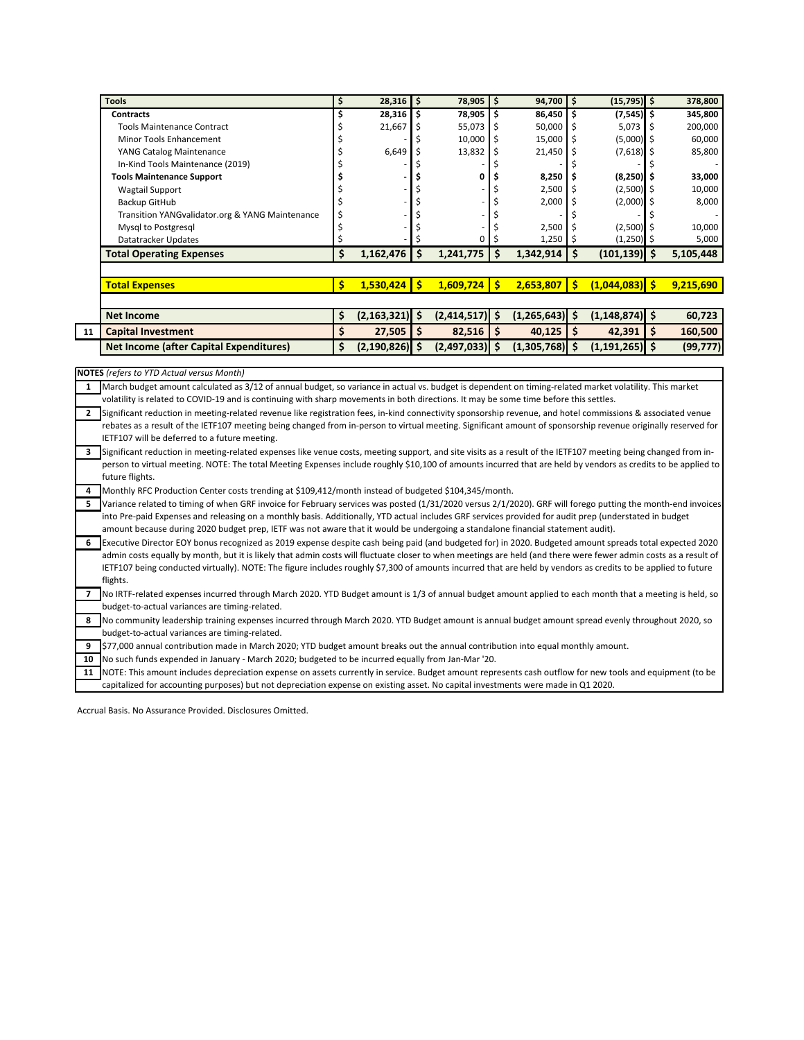| | | | | | | |
|---|---|---|---|---|---|---|
| | **Tools** | **$ 28,316** | **$ 78,905** | **$ 94,700** | **$ (15,795)** | **$ 378,800** |
| | **Contracts** | **$ 28,316** | **$ 78,905** | **$ 86,450** | **$ (7,545)** | **$ 345,800** |
| | Tools Maintenance Contract | $ 21,667 | $ 55,073 | $ 50,000 | $ 5,073 | $ 200,000 |
| | Minor Tools Enhancement | $ - | $ 10,000 | $ 15,000 | $ (5,000) | $ 60,000 |
| | YANG Catalog Maintenance | $ 6,649 | $ 13,832 | $ 21,450 | $ (7,618) | $ 85,800 |
| | In-Kind Tools Maintenance (2019) | $ - | $ - | $ - | $ - | $ - |
| | **Tools Maintenance Support** | **$ -** | **$ 0** | **$ 8,250** | **$ (8,250)** | **$ 33,000** |
| | Wagtail Support | $ - | $ - | $ 2,500 | $ (2,500) | $ 10,000 |
| | Backup GitHub | $ - | $ - | $ 2,000 | $ (2,000) | $ 8,000 |
| | Transition YANGvalidator.org & YANG Maintenance | $ - | $ - | $ - | $ - | $ - |
| | Mysql to Postgresql | $ - | $ - | $ 2,500 | $ (2,500) | $ 10,000 |
| | Datatracker Updates | $ - | $ 0 | $ 1,250 | $ (1,250) | $ 5,000 |
| | **Total Operating Expenses** | **$ 1,162,476** | **$ 1,241,775** | **$ 1,342,914** | **$ (101,139)** | **$ 5,105,448** |
| | | | | | | |
| | **Total Expenses** | **$ 1,530,424** | **$ 1,609,724** | **$ 2,653,807** | **$ (1,044,083)** | **$ 9,215,690** |
| | | | | | | |
| | **Net Income** | **$ (2,163,321)** | **$ (2,414,517)** | **$ (1,265,643)** | **$ (1,148,874)** | **$ 60,723** |
| 11 | **Capital Investment** | **$ 27,505** | **$ 82,516** | **$ 40,125** | **$ 42,391** | **$ 160,500** |
| | **Net Income (after Capital Expenditures)** | **$ (2,190,826)** | **$ (2,497,033)** | **$ (1,305,768)** | **$ (1,191,265)** | **$ (99,777)** |

**NOTES** *(refers to YTD Actual versus Month)*

| | |
|---|---|
| 1 | March budget amount calculated as 3/12 of annual budget, so variance in actual vs. budget is dependent on timing-related market volatility. This market volatility is related to COVID-19 and is continuing with sharp movements in both directions. It may be some time before this settles. |
| 2 | Significant reduction in meeting-related revenue like registration fees, in-kind connectivity sponsorship revenue, and hotel commissions & associated venue rebates as a result of the IETF107 meeting being changed from in-person to virtual meeting. Significant amount of sponsorship revenue originally reserved for IETF107 will be deferred to a future meeting. |
| 3 | Significant reduction in meeting-related expenses like venue costs, meeting support, and site visits as a result of the IETF107 meeting being changed from in-person to virtual meeting. NOTE: The total Meeting Expenses include roughly $10,100 of amounts incurred that are held by vendors as credits to be applied to future flights. |
| 4 | Monthly RFC Production Center costs trending at $109,412/month instead of budgeted $104,345/month. |
| 5 | Variance related to timing of when GRF invoice for February services was posted (1/31/2020 versus 2/1/2020). GRF will forego putting the month-end invoices into Pre-paid Expenses and releasing on a monthly basis. Additionally, YTD actual includes GRF services provided for audit prep (understated in budget amount because during 2020 budget prep, IETF was not aware that it would be undergoing a standalone financial statement audit). |
| 6 | Executive Director EOY bonus recognized as 2019 expense despite cash being paid (and budgeted for) in 2020. Budgeted amount spreads total expected 2020 admin costs equally by month, but it is likely that admin costs will fluctuate closer to when meetings are held (and there were fewer admin costs as a result of IETF107 being conducted virtually). NOTE: The figure includes roughly $7,300 of amounts incurred that are held by vendors as credits to be applied to future flights. |
| 7 | No IRTF-related expenses incurred through March 2020. YTD Budget amount is 1/3 of annual budget amount applied to each month that a meeting is held, so budget-to-actual variances are timing-related. |
| 8 | No community leadership training expenses incurred through March 2020. YTD Budget amount is annual budget amount spread evenly throughout 2020, so budget-to-actual variances are timing-related. |
| 9 | $77,000 annual contribution made in March 2020; YTD budget amount breaks out the annual contribution into equal monthly amount. |
| 10 | No such funds expended in January - March 2020; budgeted to be incurred equally from Jan-Mar '20. |
| 11 | NOTE: This amount includes depreciation expense on assets currently in service. Budget amount represents cash outflow for new tools and equipment (to be capitalized for accounting purposes) but not depreciation expense on existing asset. No capital investments were made in Q1 2020. |

Accrual Basis. No Assurance Provided. Disclosures Omitted.